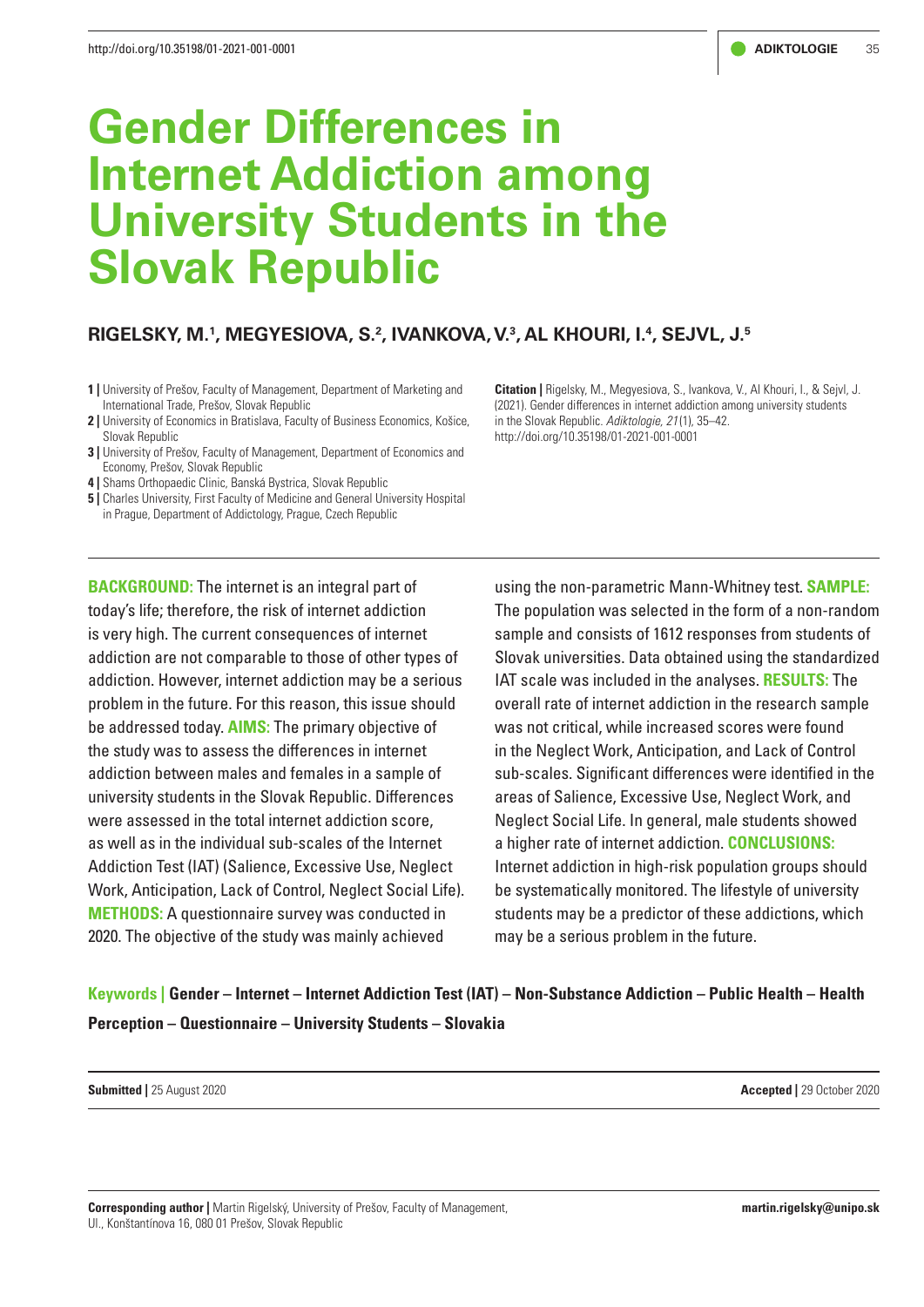# Gender Differences in Internet Addiction among University Students in the Slovak Republic

## RIGELSKY, M.[1], MEGYESIOVA, S.[2], IVANKOVA, V.[3], AL KHOURI, I.[4], SEJVL, J.[5]

**1 |** University of Prešov, Faculty of Management, Department of Marketing and International Trade, Prešov, Slovak Republic
**2 |** University of Economics in Bratislava, Faculty of Business Economics, Košice, Slovak Republic
**3 |** University of Prešov, Faculty of Management, Department of Economics and Economy, Prešov, Slovak Republic
**4 |** Shams Orthopaedic Clinic, Banská Bystrica, Slovak Republic
**5 |** Charles University, First Faculty of Medicine and General University Hospital in Prague, Department of Addictology, Prague, Czech Republic

**Citation |** Rigelsky, M., Megyesiova, S., Ivankova, V., Al Khouri, I., & Sejvl, J. (2021). Gender differences in internet addiction among university students in the Slovak Republic. *Adiktologie, 21*(1), 35–42. http://doi.org/10.35198/01-2021-001-0001

**BACKGROUND:** The internet is an integral part of today's life; therefore, the risk of internet addiction is very high. The current consequences of internet addiction are not comparable to those of other types of addiction. However, internet addiction may be a serious problem in the future. For this reason, this issue should be addressed today. **AIMS:** The primary objective of the study was to assess the differences in internet addiction between males and females in a sample of university students in the Slovak Republic. Differences were assessed in the total internet addiction score, as well as in the individual sub-scales of the Internet Addiction Test (IAT) (Salience, Excessive Use, Neglect Work, Anticipation, Lack of Control, Neglect Social Life). **METHODS:** A questionnaire survey was conducted in 2020. The objective of the study was mainly achieved using the non-parametric Mann-Whitney test. **SAMPLE:** The population was selected in the form of a non-random sample and consists of 1612 responses from students of Slovak universities. Data obtained using the standardized IAT scale was included in the analyses. **RESULTS:** The overall rate of internet addiction in the research sample was not critical, while increased scores were found in the Neglect Work, Anticipation, and Lack of Control sub-scales. Significant differences were identified in the areas of Salience, Excessive Use, Neglect Work, and Neglect Social Life. In general, male students showed a higher rate of internet addiction. **CONCLUSIONS:** Internet addiction in high-risk population groups should be systematically monitored. The lifestyle of university students may be a predictor of these addictions, which may be a serious problem in the future.

**Keywords | Gender – Internet – Internet Addiction Test (IAT) – Non-Substance Addiction – Public Health – Health Perception – Questionnaire – University Students – Slovakia**

**Submitted |** 25 August 2020 **Accepted |** 29 October 2020

**Corresponding author |** Martin Rigelský, University of Prešov, Faculty of Management, Ul., Konštantínova 16, 080 01 Prešov, Slovak Republic **martin.rigelsky@unipo.sk**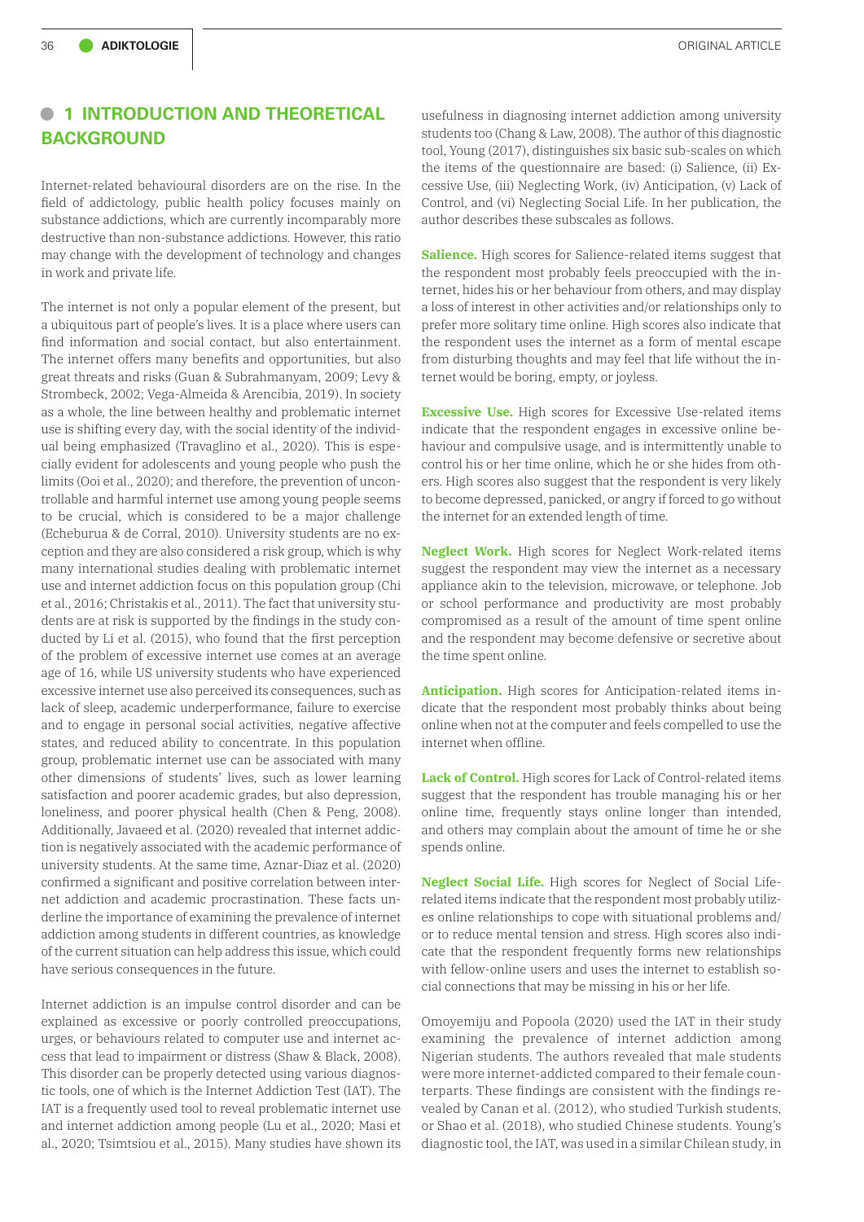## 1 INTRODUCTION AND THEORETICAL BACKGROUND

Internet-related behavioural disorders are on the rise. In the field of addictology, public health policy focuses mainly on substance addictions, which are currently incomparably more destructive than non-substance addictions. However, this ratio may change with the development of technology and changes in work and private life.

The internet is not only a popular element of the present, but a ubiquitous part of people's lives. It is a place where users can find information and social contact, but also entertainment. The internet offers many benefits and opportunities, but also great threats and risks (Guan & Subrahmanyam, 2009; Levy & Strombeck, 2002; Vega-Almeida & Arencibia, 2019). In society as a whole, the line between healthy and problematic internet use is shifting every day, with the social identity of the individual being emphasized (Travaglino et al., 2020). This is especially evident for adolescents and young people who push the limits (Ooi et al., 2020); and therefore, the prevention of uncontrollable and harmful internet use among young people seems to be crucial, which is considered to be a major challenge (Echeburua & de Corral, 2010). University students are no exception and they are also considered a risk group, which is why many international studies dealing with problematic internet use and internet addiction focus on this population group (Chi et al., 2016; Christakis et al., 2011). The fact that university students are at risk is supported by the findings in the study conducted by Li et al. (2015), who found that the first perception of the problem of excessive internet use comes at an average age of 16, while US university students who have experienced excessive internet use also perceived its consequences, such as lack of sleep, academic underperformance, failure to exercise and to engage in personal social activities, negative affective states, and reduced ability to concentrate. In this population group, problematic internet use can be associated with many other dimensions of students' lives, such as lower learning satisfaction and poorer academic grades, but also depression, loneliness, and poorer physical health (Chen & Peng, 2008). Additionally, Javaeed et al. (2020) revealed that internet addiction is negatively associated with the academic performance of university students. At the same time, Aznar-Diaz et al. (2020) confirmed a significant and positive correlation between internet addiction and academic procrastination. These facts underline the importance of examining the prevalence of internet addiction among students in different countries, as knowledge of the current situation can help address this issue, which could have serious consequences in the future.

Internet addiction is an impulse control disorder and can be explained as excessive or poorly controlled preoccupations, urges, or behaviours related to computer use and internet access that lead to impairment or distress (Shaw & Black, 2008). This disorder can be properly detected using various diagnostic tools, one of which is the Internet Addiction Test (IAT). The IAT is a frequently used tool to reveal problematic internet use and internet addiction among people (Lu et al., 2020; Masi et al., 2020; Tsimtsiou et al., 2015). Many studies have shown its usefulness in diagnosing internet addiction among university students too (Chang & Law, 2008). The author of this diagnostic tool, Young (2017), distinguishes six basic sub-scales on which the items of the questionnaire are based: (i) Salience, (ii) Excessive Use, (iii) Neglecting Work, (iv) Anticipation, (v) Lack of Control, and (vi) Neglecting Social Life. In her publication, the author describes these subscales as follows.

**Salience.** High scores for Salience-related items suggest that the respondent most probably feels preoccupied with the internet, hides his or her behaviour from others, and may display a loss of interest in other activities and/or relationships only to prefer more solitary time online. High scores also indicate that the respondent uses the internet as a form of mental escape from disturbing thoughts and may feel that life without the internet would be boring, empty, or joyless.

**Excessive Use.** High scores for Excessive Use-related items indicate that the respondent engages in excessive online behaviour and compulsive usage, and is intermittently unable to control his or her time online, which he or she hides from others. High scores also suggest that the respondent is very likely to become depressed, panicked, or angry if forced to go without the internet for an extended length of time.

**Neglect Work.** High scores for Neglect Work-related items suggest the respondent may view the internet as a necessary appliance akin to the television, microwave, or telephone. Job or school performance and productivity are most probably compromised as a result of the amount of time spent online and the respondent may become defensive or secretive about the time spent online.

**Anticipation.** High scores for Anticipation-related items indicate that the respondent most probably thinks about being online when not at the computer and feels compelled to use the internet when offline.

**Lack of Control.** High scores for Lack of Control-related items suggest that the respondent has trouble managing his or her online time, frequently stays online longer than intended, and others may complain about the amount of time he or she spends online.

**Neglect Social Life.** High scores for Neglect of Social Life-related items indicate that the respondent most probably utilizes online relationships to cope with situational problems and/or to reduce mental tension and stress. High scores also indicate that the respondent frequently forms new relationships with fellow-online users and uses the internet to establish social connections that may be missing in his or her life.

Omoyemiju and Popoola (2020) used the IAT in their study examining the prevalence of internet addiction among Nigerian students. The authors revealed that male students were more internet-addicted compared to their female counterparts. These findings are consistent with the findings revealed by Canan et al. (2012), who studied Turkish students, or Shao et al. (2018), who studied Chinese students. Young's diagnostic tool, the IAT, was used in a similar Chilean study, in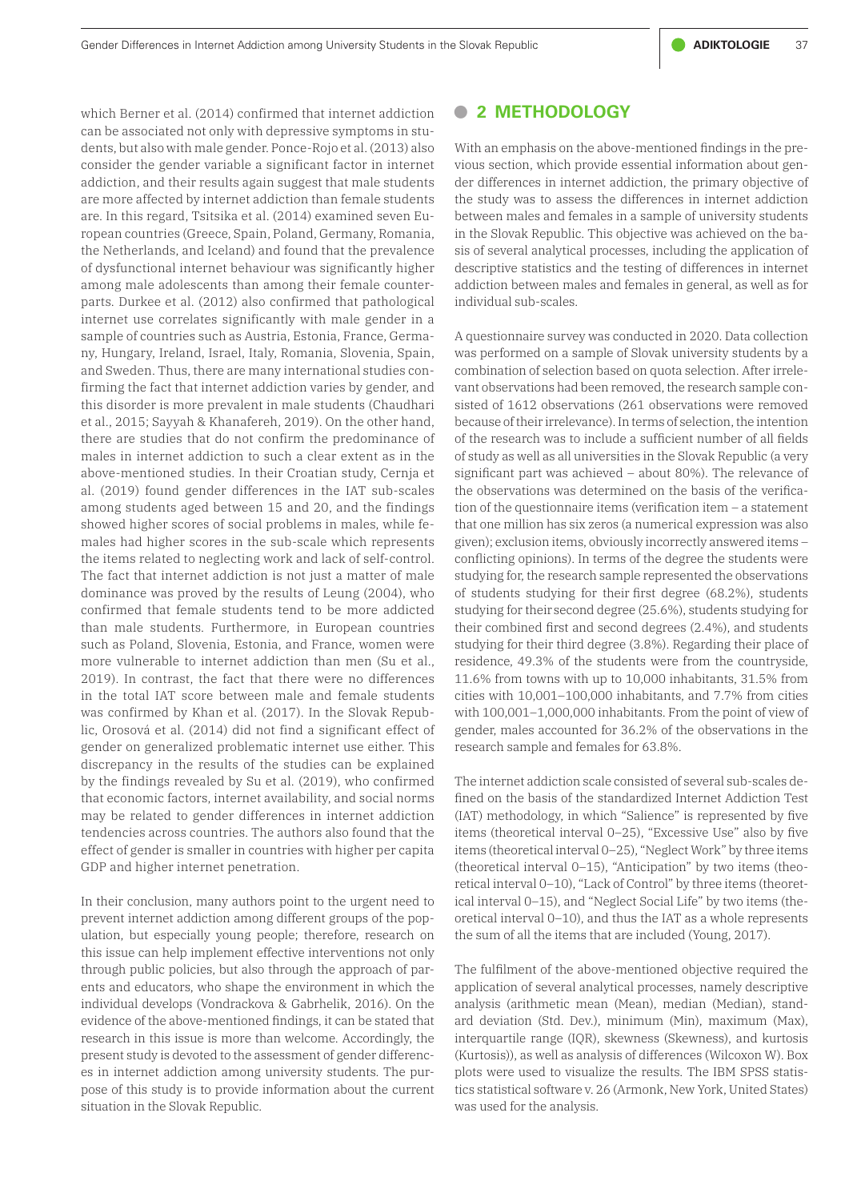which Berner et al. (2014) confirmed that internet addiction can be associated not only with depressive symptoms in students, but also with male gender. Ponce-Rojo et al. (2013) also consider the gender variable a significant factor in internet addiction, and their results again suggest that male students are more affected by internet addiction than female students are. In this regard, Tsitsika et al. (2014) examined seven European countries (Greece, Spain, Poland, Germany, Romania, the Netherlands, and Iceland) and found that the prevalence of dysfunctional internet behaviour was significantly higher among male adolescents than among their female counterparts. Durkee et al. (2012) also confirmed that pathological internet use correlates significantly with male gender in a sample of countries such as Austria, Estonia, France, Germany, Hungary, Ireland, Israel, Italy, Romania, Slovenia, Spain, and Sweden. Thus, there are many international studies confirming the fact that internet addiction varies by gender, and this disorder is more prevalent in male students (Chaudhari et al., 2015; Sayyah & Khanafereh, 2019). On the other hand, there are studies that do not confirm the predominance of males in internet addiction to such a clear extent as in the above-mentioned studies. In their Croatian study, Cernja et al. (2019) found gender differences in the IAT sub-scales among students aged between 15 and 20, and the findings showed higher scores of social problems in males, while females had higher scores in the sub-scale which represents the items related to neglecting work and lack of self-control. The fact that internet addiction is not just a matter of male dominance was proved by the results of Leung (2004), who confirmed that female students tend to be more addicted than male students. Furthermore, in European countries such as Poland, Slovenia, Estonia, and France, women were more vulnerable to internet addiction than men (Su et al., 2019). In contrast, the fact that there were no differences in the total IAT score between male and female students was confirmed by Khan et al. (2017). In the Slovak Republic, Orosová et al. (2014) did not find a significant effect of gender on generalized problematic internet use either. This discrepancy in the results of the studies can be explained by the findings revealed by Su et al. (2019), who confirmed that economic factors, internet availability, and social norms may be related to gender differences in internet addiction tendencies across countries. The authors also found that the effect of gender is smaller in countries with higher per capita GDP and higher internet penetration.

In their conclusion, many authors point to the urgent need to prevent internet addiction among different groups of the population, but especially young people; therefore, research on this issue can help implement effective interventions not only through public policies, but also through the approach of parents and educators, who shape the environment in which the individual develops (Vondrackova & Gabrhelik, 2016). On the evidence of the above-mentioned findings, it can be stated that research in this issue is more than welcome. Accordingly, the present study is devoted to the assessment of gender differences in internet addiction among university students. The purpose of this study is to provide information about the current situation in the Slovak Republic.

## 2 METHODOLOGY

With an emphasis on the above-mentioned findings in the previous section, which provide essential information about gender differences in internet addiction, the primary objective of the study was to assess the differences in internet addiction between males and females in a sample of university students in the Slovak Republic. This objective was achieved on the basis of several analytical processes, including the application of descriptive statistics and the testing of differences in internet addiction between males and females in general, as well as for individual sub-scales.

A questionnaire survey was conducted in 2020. Data collection was performed on a sample of Slovak university students by a combination of selection based on quota selection. After irrelevant observations had been removed, the research sample consisted of 1612 observations (261 observations were removed because of their irrelevance). In terms of selection, the intention of the research was to include a sufficient number of all fields of study as well as all universities in the Slovak Republic (a very significant part was achieved – about 80%). The relevance of the observations was determined on the basis of the verification of the questionnaire items (verification item – a statement that one million has six zeros (a numerical expression was also given); exclusion items, obviously incorrectly answered items – conflicting opinions). In terms of the degree the students were studying for, the research sample represented the observations of students studying for their first degree (68.2%), students studying for their second degree (25.6%), students studying for their combined first and second degrees (2.4%), and students studying for their third degree (3.8%). Regarding their place of residence, 49.3% of the students were from the countryside, 11.6% from towns with up to 10,000 inhabitants, 31.5% from cities with 10,001–100,000 inhabitants, and 7.7% from cities with 100,001–1,000,000 inhabitants. From the point of view of gender, males accounted for 36.2% of the observations in the research sample and females for 63.8%.

The internet addiction scale consisted of several sub-scales defined on the basis of the standardized Internet Addiction Test (IAT) methodology, in which "Salience" is represented by five items (theoretical interval 0–25), "Excessive Use" also by five items (theoretical interval 0–25), "Neglect Work" by three items (theoretical interval 0–15), "Anticipation" by two items (theoretical interval 0–10), "Lack of Control" by three items (theoretical interval 0–15), and "Neglect Social Life" by two items (theoretical interval 0–10), and thus the IAT as a whole represents the sum of all the items that are included (Young, 2017).

The fulfilment of the above-mentioned objective required the application of several analytical processes, namely descriptive analysis (arithmetic mean (Mean), median (Median), standard deviation (Std. Dev.), minimum (Min), maximum (Max), interquartile range (IQR), skewness (Skewness), and kurtosis (Kurtosis)), as well as analysis of differences (Wilcoxon W). Box plots were used to visualize the results. The IBM SPSS statistics statistical software v. 26 (Armonk, New York, United States) was used for the analysis.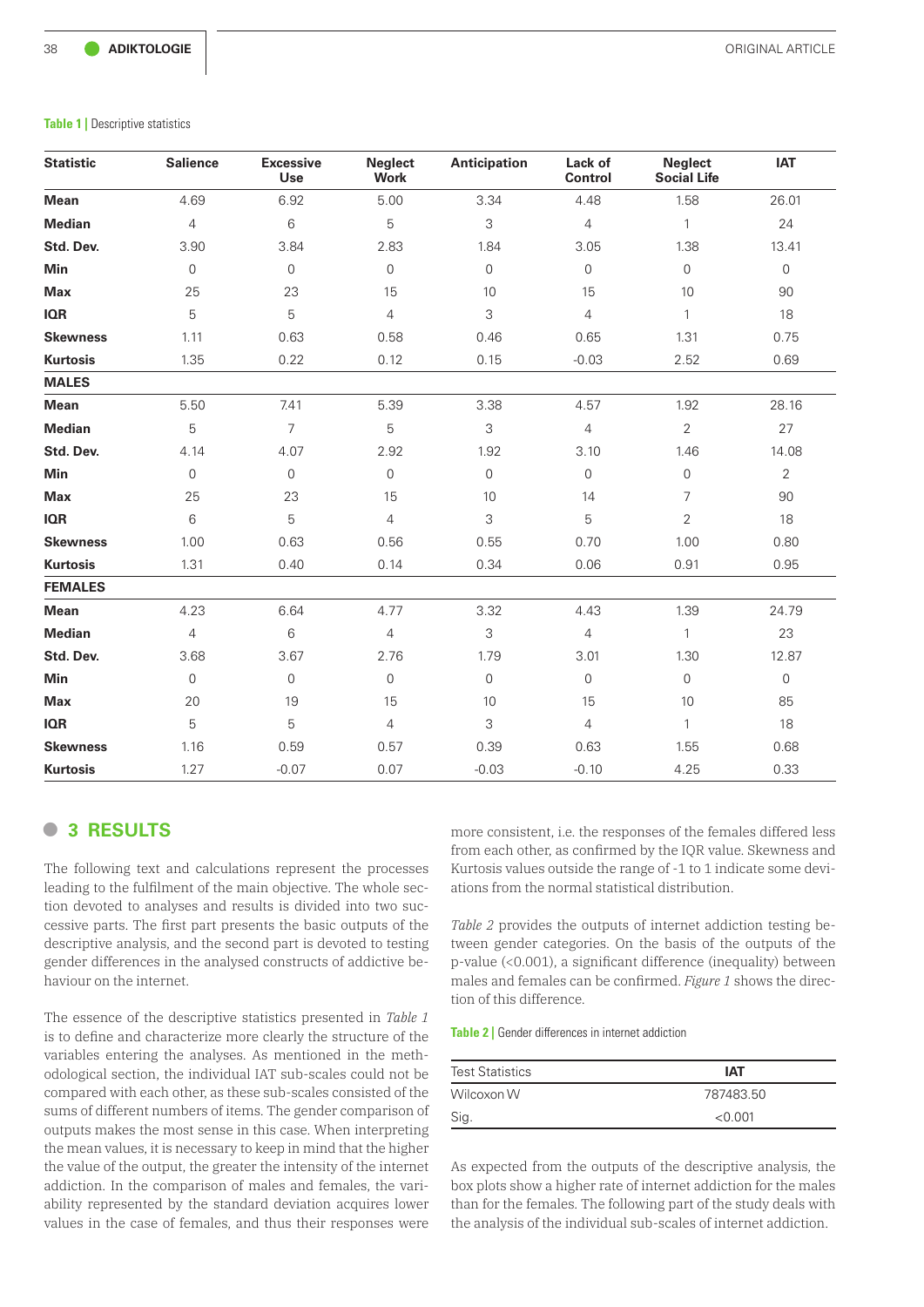**Table 1 |** Descriptive statistics

| Statistic | Salience | Excessive Use | Neglect Work | Anticipation | Lack of Control | Neglect Social Life | IAT |
|---|---|---|---|---|---|---|---|
| **Mean** | 4.69 | 6.92 | 5.00 | 3.34 | 4.48 | 1.58 | 26.01 |
| **Median** | 4 | 6 | 5 | 3 | 4 | 1 | 24 |
| **Std. Dev.** | 3.90 | 3.84 | 2.83 | 1.84 | 3.05 | 1.38 | 13.41 |
| **Min** | 0 | 0 | 0 | 0 | 0 | 0 | 0 |
| **Max** | 25 | 23 | 15 | 10 | 15 | 10 | 90 |
| **IQR** | 5 | 5 | 4 | 3 | 4 | 1 | 18 |
| **Skewness** | 1.11 | 0.63 | 0.58 | 0.46 | 0.65 | 1.31 | 0.75 |
| **Kurtosis** | 1.35 | 0.22 | 0.12 | 0.15 | -0.03 | 2.52 | 0.69 |
| **MALES** | | | | | | | |
| **Mean** | 5.50 | 7.41 | 5.39 | 3.38 | 4.57 | 1.92 | 28.16 |
| **Median** | 5 | 7 | 5 | 3 | 4 | 2 | 27 |
| **Std. Dev.** | 4.14 | 4.07 | 2.92 | 1.92 | 3.10 | 1.46 | 14.08 |
| **Min** | 0 | 0 | 0 | 0 | 0 | 0 | 2 |
| **Max** | 25 | 23 | 15 | 10 | 14 | 7 | 90 |
| **IQR** | 6 | 5 | 4 | 3 | 5 | 2 | 18 |
| **Skewness** | 1.00 | 0.63 | 0.56 | 0.55 | 0.70 | 1.00 | 0.80 |
| **Kurtosis** | 1.31 | 0.40 | 0.14 | 0.34 | 0.06 | 0.91 | 0.95 |
| **FEMALES** | | | | | | | |
| **Mean** | 4.23 | 6.64 | 4.77 | 3.32 | 4.43 | 1.39 | 24.79 |
| **Median** | 4 | 6 | 4 | 3 | 4 | 1 | 23 |
| **Std. Dev.** | 3.68 | 3.67 | 2.76 | 1.79 | 3.01 | 1.30 | 12.87 |
| **Min** | 0 | 0 | 0 | 0 | 0 | 0 | 0 |
| **Max** | 20 | 19 | 15 | 10 | 15 | 10 | 85 |
| **IQR** | 5 | 5 | 4 | 3 | 4 | 1 | 18 |
| **Skewness** | 1.16 | 0.59 | 0.57 | 0.39 | 0.63 | 1.55 | 0.68 |
| **Kurtosis** | 1.27 | -0.07 | 0.07 | -0.03 | -0.10 | 4.25 | 0.33 |

## 3 RESULTS

The following text and calculations represent the processes leading to the fulfilment of the main objective. The whole section devoted to analyses and results is divided into two successive parts. The first part presents the basic outputs of the descriptive analysis, and the second part is devoted to testing gender differences in the analysed constructs of addictive behaviour on the internet.

The essence of the descriptive statistics presented in *Table 1* is to define and characterize more clearly the structure of the variables entering the analyses. As mentioned in the methodological section, the individual IAT sub-scales could not be compared with each other, as these sub-scales consisted of the sums of different numbers of items. The gender comparison of outputs makes the most sense in this case. When interpreting the mean values, it is necessary to keep in mind that the higher the value of the output, the greater the intensity of the internet addiction. In the comparison of males and females, the variability represented by the standard deviation acquires lower values in the case of females, and thus their responses were more consistent, i.e. the responses of the females differed less from each other, as confirmed by the IQR value. Skewness and Kurtosis values outside the range of -1 to 1 indicate some deviations from the normal statistical distribution.

*Table 2* provides the outputs of internet addiction testing between gender categories. On the basis of the outputs of the p-value (<0.001), a significant difference (inequality) between males and females can be confirmed. *Figure 1* shows the direction of this difference.

**Table 2 |** Gender differences in internet addiction

| Test Statistics | IAT |
|---|---|
| Wilcoxon W | 787483.50 |
| Sig. | <0.001 |

As expected from the outputs of the descriptive analysis, the box plots show a higher rate of internet addiction for the males than for the females. The following part of the study deals with the analysis of the individual sub-scales of internet addiction.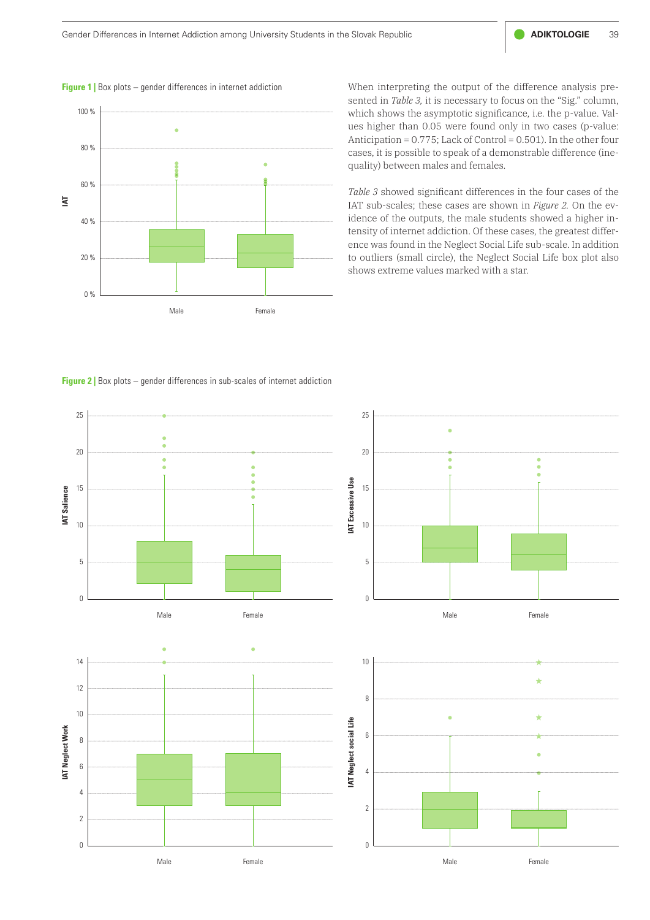**Figure 1 |** Box plots – gender differences in internet addiction

When interpreting the output of the difference analysis presented in *Table 3,* it is necessary to focus on the "Sig." column, which shows the asymptotic significance, i.e. the p-value. Values higher than 0.05 were found only in two cases (p-value: Anticipation = 0.775; Lack of Control = 0.501). In the other four cases, it is possible to speak of a demonstrable difference (inequality) between males and females.

*Table 3* showed significant differences in the four cases of the IAT sub-scales; these cases are shown in *Figure 2.* On the evidence of the outputs, the male students showed a higher intensity of internet addiction. Of these cases, the greatest difference was found in the Neglect Social Life sub-scale. In addition to outliers (small circle), the Neglect Social Life box plot also shows extreme values marked with a star.

**Figure 2 |** Box plots – gender differences in sub-scales of internet addiction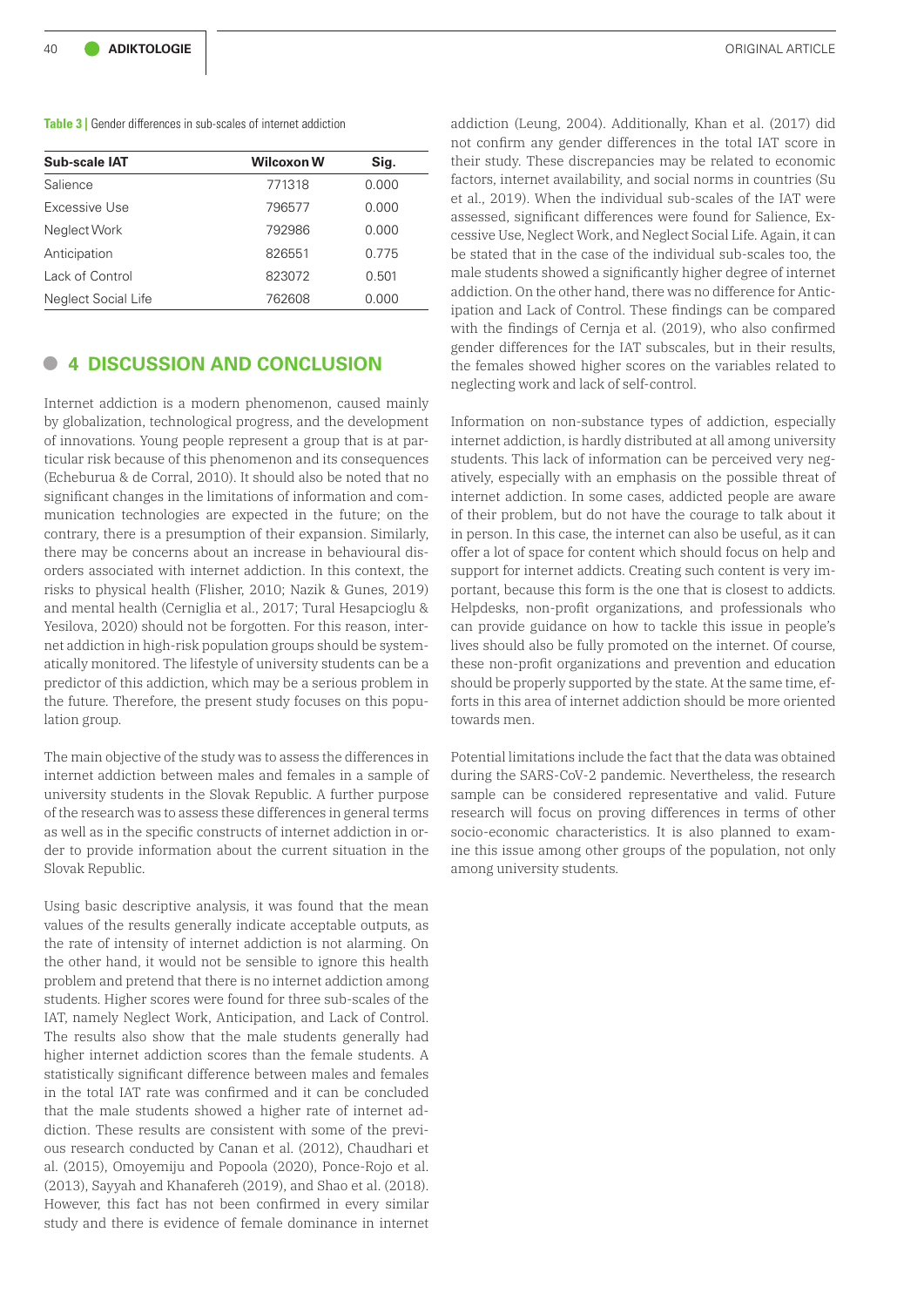**Table 3 |** Gender differences in sub-scales of internet addiction

| Sub-scale IAT | Wilcoxon W | Sig. |
|---|---|---|
| Salience | 771318 | 0.000 |
| Excessive Use | 796577 | 0.000 |
| Neglect Work | 792986 | 0.000 |
| Anticipation | 826551 | 0.775 |
| Lack of Control | 823072 | 0.501 |
| Neglect Social Life | 762608 | 0.000 |

## 4 DISCUSSION AND CONCLUSION

Internet addiction is a modern phenomenon, caused mainly by globalization, technological progress, and the development of innovations. Young people represent a group that is at particular risk because of this phenomenon and its consequences (Echeburua & de Corral, 2010). It should also be noted that no significant changes in the limitations of information and communication technologies are expected in the future; on the contrary, there is a presumption of their expansion. Similarly, there may be concerns about an increase in behavioural disorders associated with internet addiction. In this context, the risks to physical health (Flisher, 2010; Nazik & Gunes, 2019) and mental health (Cerniglia et al., 2017; Tural Hesapcioglu & Yesilova, 2020) should not be forgotten. For this reason, internet addiction in high-risk population groups should be systematically monitored. The lifestyle of university students can be a predictor of this addiction, which may be a serious problem in the future. Therefore, the present study focuses on this population group.

The main objective of the study was to assess the differences in internet addiction between males and females in a sample of university students in the Slovak Republic. A further purpose of the research was to assess these differences in general terms as well as in the specific constructs of internet addiction in order to provide information about the current situation in the Slovak Republic.

Using basic descriptive analysis, it was found that the mean values of the results generally indicate acceptable outputs, as the rate of intensity of internet addiction is not alarming. On the other hand, it would not be sensible to ignore this health problem and pretend that there is no internet addiction among students. Higher scores were found for three sub-scales of the IAT, namely Neglect Work, Anticipation, and Lack of Control. The results also show that the male students generally had higher internet addiction scores than the female students. A statistically significant difference between males and females in the total IAT rate was confirmed and it can be concluded that the male students showed a higher rate of internet addiction. These results are consistent with some of the previous research conducted by Canan et al. (2012), Chaudhari et al. (2015), Omoyemiju and Popoola (2020), Ponce-Rojo et al. (2013), Sayyah and Khanafereh (2019), and Shao et al. (2018). However, this fact has not been confirmed in every similar study and there is evidence of female dominance in internet addiction (Leung, 2004). Additionally, Khan et al. (2017) did not confirm any gender differences in the total IAT score in their study. These discrepancies may be related to economic factors, internet availability, and social norms in countries (Su et al., 2019). When the individual sub-scales of the IAT were assessed, significant differences were found for Salience, Excessive Use, Neglect Work, and Neglect Social Life. Again, it can be stated that in the case of the individual sub-scales too, the male students showed a significantly higher degree of internet addiction. On the other hand, there was no difference for Anticipation and Lack of Control. These findings can be compared with the findings of Cernja et al. (2019), who also confirmed gender differences for the IAT subscales, but in their results, the females showed higher scores on the variables related to neglecting work and lack of self-control.

Information on non-substance types of addiction, especially internet addiction, is hardly distributed at all among university students. This lack of information can be perceived very negatively, especially with an emphasis on the possible threat of internet addiction. In some cases, addicted people are aware of their problem, but do not have the courage to talk about it in person. In this case, the internet can also be useful, as it can offer a lot of space for content which should focus on help and support for internet addicts. Creating such content is very important, because this form is the one that is closest to addicts. Helpdesks, non-profit organizations, and professionals who can provide guidance on how to tackle this issue in people's lives should also be fully promoted on the internet. Of course, these non-profit organizations and prevention and education should be properly supported by the state. At the same time, efforts in this area of internet addiction should be more oriented towards men.

Potential limitations include the fact that the data was obtained during the SARS-CoV-2 pandemic. Nevertheless, the research sample can be considered representative and valid. Future research will focus on proving differences in terms of other socio-economic characteristics. It is also planned to examine this issue among other groups of the population, not only among university students.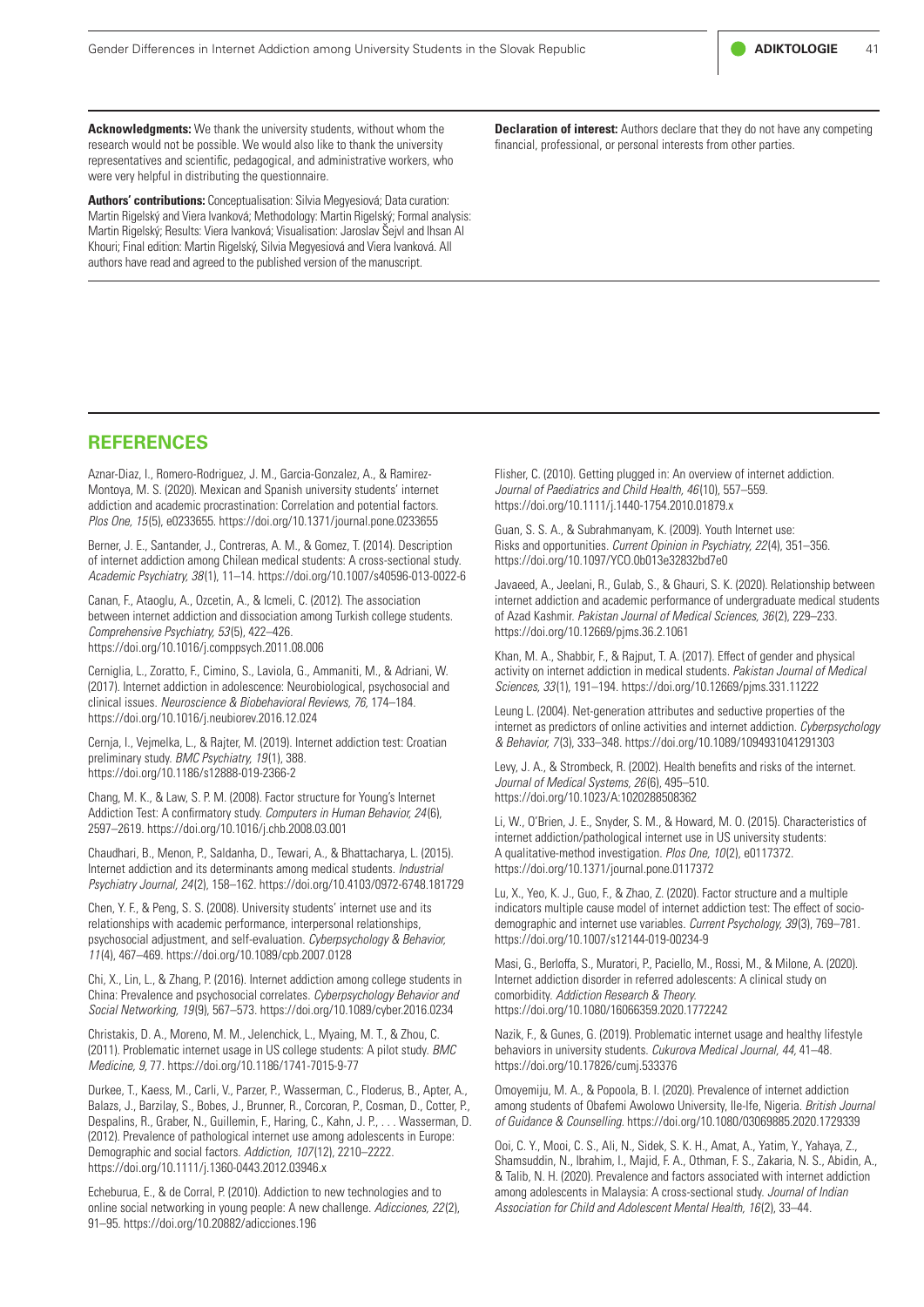**Acknowledgments:** We thank the university students, without whom the research would not be possible. We would also like to thank the university representatives and scientific, pedagogical, and administrative workers, who were very helpful in distributing the questionnaire.

**Authors' contributions:** Conceptualisation: Silvia Megyesiová; Data curation: Martin Rigelský and Viera Ivanková; Methodology: Martin Rigelský; Formal analysis: Martin Rigelský; Results: Viera Ivanková; Visualisation: Jaroslav Šejvl and Ihsan Al Khouri; Final edition: Martin Rigelský, Silvia Megyesiová and Viera Ivanková. All authors have read and agreed to the published version of the manuscript.

**Declaration of interest:** Authors declare that they do not have any competing financial, professional, or personal interests from other parties.

## REFERENCES

Aznar-Diaz, I., Romero-Rodriguez, J. M., Garcia-Gonzalez, A., & Ramirez-Montoya, M. S. (2020). Mexican and Spanish university students' internet addiction and academic procrastination: Correlation and potential factors. *Plos One, 15*(5), e0233655. https://doi.org/10.1371/journal.pone.0233655

Berner, J. E., Santander, J., Contreras, A. M., & Gomez, T. (2014). Description of internet addiction among Chilean medical students: A cross-sectional study. *Academic Psychiatry, 38*(1), 11–14. https://doi.org/10.1007/s40596-013-0022-6

Canan, F., Ataoglu, A., Ozcetin, A., & Icmeli, C. (2012). The association between internet addiction and dissociation among Turkish college students. *Comprehensive Psychiatry, 53*(5), 422–426. https://doi.org/10.1016/j.comppsych.2011.08.006

Cerniglia, L., Zoratto, F., Cimino, S., Laviola, G., Ammaniti, M., & Adriani, W. (2017). Internet addiction in adolescence: Neurobiological, psychosocial and clinical issues. *Neuroscience & Biobehavioral Reviews, 76*, 174–184. https://doi.org/10.1016/j.neubiorev.2016.12.024

Cernja, I., Vejmelka, L., & Rajter, M. (2019). Internet addiction test: Croatian preliminary study. *BMC Psychiatry, 19*(1), 388. https://doi.org/10.1186/s12888-019-2366-2

Chang, M. K., & Law, S. P. M. (2008). Factor structure for Young's Internet Addiction Test: A confirmatory study. *Computers in Human Behavior, 24*(6), 2597–2619. https://doi.org/10.1016/j.chb.2008.03.001

Chaudhari, B., Menon, P., Saldanha, D., Tewari, A., & Bhattacharya, L. (2015). Internet addiction and its determinants among medical students. *Industrial Psychiatry Journal, 24*(2), 158–162. https://doi.org/10.4103/0972-6748.181729

Chen, Y. F., & Peng, S. S. (2008). University students' internet use and its relationships with academic performance, interpersonal relationships, psychosocial adjustment, and self-evaluation. *Cyberpsychology & Behavior, 11*(4), 467–469. https://doi.org/10.1089/cpb.2007.0128

Chi, X., Lin, L., & Zhang, P. (2016). Internet addiction among college students in China: Prevalence and psychosocial correlates. *Cyberpsychology Behavior and Social Networking, 19*(9), 567–573. https://doi.org/10.1089/cyber.2016.0234

Christakis, D. A., Moreno, M. M., Jelenchick, L., Myaing, M. T., & Zhou, C. (2011). Problematic internet usage in US college students: A pilot study. *BMC Medicine, 9*, 77. https://doi.org/10.1186/1741-7015-9-77

Durkee, T., Kaess, M., Carli, V., Parzer, P., Wasserman, C., Floderus, B., Apter, A., Balazs, J., Barzilay, S., Bobes, J., Brunner, R., Corcoran, P., Cosman, D., Cotter, P., Despalins, R., Graber, N., Guillemin, F., Haring, C., Kahn, J. P., . . . Wasserman, D. (2012). Prevalence of pathological internet use among adolescents in Europe: Demographic and social factors. *Addiction, 107*(12), 2210–2222. https://doi.org/10.1111/j.1360-0443.2012.03946.x

Echeburua, E., & de Corral, P. (2010). Addiction to new technologies and to online social networking in young people: A new challenge. *Adicciones, 22*(2), 91–95. https://doi.org/10.20882/adicciones.196

Flisher, C. (2010). Getting plugged in: An overview of internet addiction. *Journal of Paediatrics and Child Health, 46*(10), 557–559. https://doi.org/10.1111/j.1440-1754.2010.01879.x

Guan, S. S. A., & Subrahmanyam, K. (2009). Youth Internet use: Risks and opportunities. *Current Opinion in Psychiatry, 22*(4), 351–356. https://doi.org/10.1097/YCO.0b013e32832bd7e0

Javaeed, A., Jeelani, R., Gulab, S., & Ghauri, S. K. (2020). Relationship between internet addiction and academic performance of undergraduate medical students of Azad Kashmir. *Pakistan Journal of Medical Sciences, 36*(2), 229–233. https://doi.org/10.12669/pjms.36.2.1061

Khan, M. A., Shabbir, F., & Rajput, T. A. (2017). Effect of gender and physical activity on internet addiction in medical students. *Pakistan Journal of Medical Sciences, 33*(1), 191–194. https://doi.org/10.12669/pjms.331.11222

Leung L. (2004). Net-generation attributes and seductive properties of the internet as predictors of online activities and internet addiction. *Cyberpsychology & Behavior, 7*(3), 333–348. https://doi.org/10.1089/1094931041291303

Levy, J. A., & Strombeck, R. (2002). Health benefits and risks of the internet. *Journal of Medical Systems, 26*(6), 495–510. https://doi.org/10.1023/A:1020288508362

Li, W., O'Brien, J. E., Snyder, S. M., & Howard, M. O. (2015). Characteristics of internet addiction/pathological internet use in US university students: A qualitative-method investigation. *Plos One, 10*(2), e0117372. https://doi.org/10.1371/journal.pone.0117372

Lu, X., Yeo, K. J., Guo, F., & Zhao, Z. (2020). Factor structure and a multiple indicators multiple cause model of internet addiction test: The effect of socio-demographic and internet use variables. *Current Psychology, 39*(3), 769–781. https://doi.org/10.1007/s12144-019-00234-9

Masi, G., Berloffa, S., Muratori, P., Paciello, M., Rossi, M., & Milone, A. (2020). Internet addiction disorder in referred adolescents: A clinical study on comorbidity. *Addiction Research & Theory.* https://doi.org/10.1080/16066359.2020.1772242

Nazik, F., & Gunes, G. (2019). Problematic internet usage and healthy lifestyle behaviors in university students. *Cukurova Medical Journal, 44*, 41–48. https://doi.org/10.17826/cumj.533376

Omoyemiju, M. A., & Popoola, B. I. (2020). Prevalence of internet addiction among students of Obafemi Awolowo University, Ile-Ife, Nigeria. *British Journal of Guidance & Counselling.* https://doi.org/10.1080/03069885.2020.1729339

Ooi, C. Y., Mooi, C. S., Ali, N., Sidek, S. K. H., Amat, A., Yatim, Y., Yahaya, Z., Shamsuddin, N., Ibrahim, I., Majid, F. A., Othman, F. S., Zakaria, N. S., Abidin, A., & Talib, N. H. (2020). Prevalence and factors associated with internet addiction among adolescents in Malaysia: A cross-sectional study. *Journal of Indian Association for Child and Adolescent Mental Health, 16*(2), 33–44.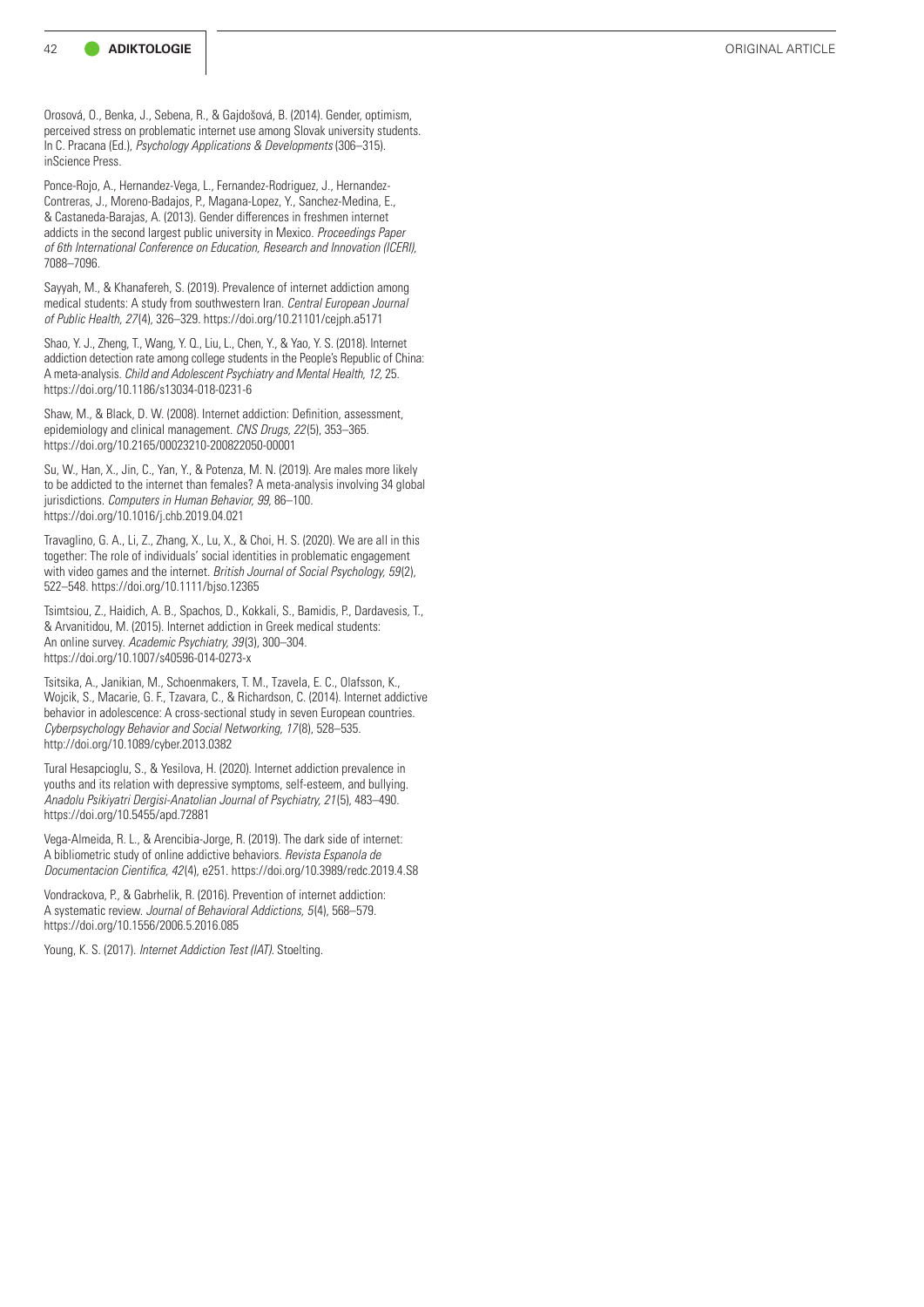Orosová, O., Benka, J., Sebena, R., & Gajdošová, B. (2014). Gender, optimism, perceived stress on problematic internet use among Slovak university students. In C. Pracana (Ed.), *Psychology Applications & Developments* (306–315). inScience Press.

Ponce-Rojo, A., Hernandez-Vega, L., Fernandez-Rodriguez, J., Hernandez-Contreras, J., Moreno-Badajos, P., Magana-Lopez, Y., Sanchez-Medina, E., & Castaneda-Barajas, A. (2013). Gender differences in freshmen internet addicts in the second largest public university in Mexico. *Proceedings Paper of 6th International Conference on Education, Research and Innovation (ICERI),* 7088–7096.

Sayyah, M., & Khanafereh, S. (2019). Prevalence of internet addiction among medical students: A study from southwestern Iran. *Central European Journal of Public Health, 27*(4), 326–329. https://doi.org/10.21101/cejph.a5171

Shao, Y. J., Zheng, T., Wang, Y. Q., Liu, L., Chen, Y., & Yao, Y. S. (2018). Internet addiction detection rate among college students in the People's Republic of China: A meta-analysis. *Child and Adolescent Psychiatry and Mental Health, 12,* 25. https://doi.org/10.1186/s13034-018-0231-6

Shaw, M., & Black, D. W. (2008). Internet addiction: Definition, assessment, epidemiology and clinical management. *CNS Drugs, 22*(5), 353–365. https://doi.org/10.2165/00023210-200822050-00001

Su, W., Han, X., Jin, C., Yan, Y., & Potenza, M. N. (2019). Are males more likely to be addicted to the internet than females? A meta-analysis involving 34 global jurisdictions. *Computers in Human Behavior, 99,* 86–100. https://doi.org/10.1016/j.chb.2019.04.021

Travaglino, G. A., Li, Z., Zhang, X., Lu, X., & Choi, H. S. (2020). We are all in this together: The role of individuals' social identities in problematic engagement with video games and the internet. *British Journal of Social Psychology, 59*(2), 522–548. https://doi.org/10.1111/bjso.12365

Tsimtsiou, Z., Haidich, A. B., Spachos, D., Kokkali, S., Bamidis, P., Dardavesis, T., & Arvanitidou, M. (2015). Internet addiction in Greek medical students: An online survey. *Academic Psychiatry, 39*(3), 300–304. https://doi.org/10.1007/s40596-014-0273-x

Tsitsika, A., Janikian, M., Schoenmakers, T. M., Tzavela, E. C., Olafsson, K., Wojcik, S., Macarie, G. F., Tzavara, C., & Richardson, C. (2014). Internet addictive behavior in adolescence: A cross-sectional study in seven European countries. *Cyberpsychology Behavior and Social Networking, 17*(8), 528–535. http://doi.org/10.1089/cyber.2013.0382

Tural Hesapcioglu, S., & Yesilova, H. (2020). Internet addiction prevalence in youths and its relation with depressive symptoms, self-esteem, and bullying. *Anadolu Psikiyatri Dergisi-Anatolian Journal of Psychiatry, 21*(5), 483–490. https://doi.org/10.5455/apd.72881

Vega-Almeida, R. L., & Arencibia-Jorge, R. (2019). The dark side of internet: A bibliometric study of online addictive behaviors. *Revista Espanola de Documentacion Cientifica, 42*(4), e251. https://doi.org/10.3989/redc.2019.4.S8

Vondrackova, P., & Gabrhelik, R. (2016). Prevention of internet addiction: A systematic review. *Journal of Behavioral Addictions, 5*(4), 568–579. https://doi.org/10.1556/2006.5.2016.085

Young, K. S. (2017). *Internet Addiction Test (IAT).* Stoelting.